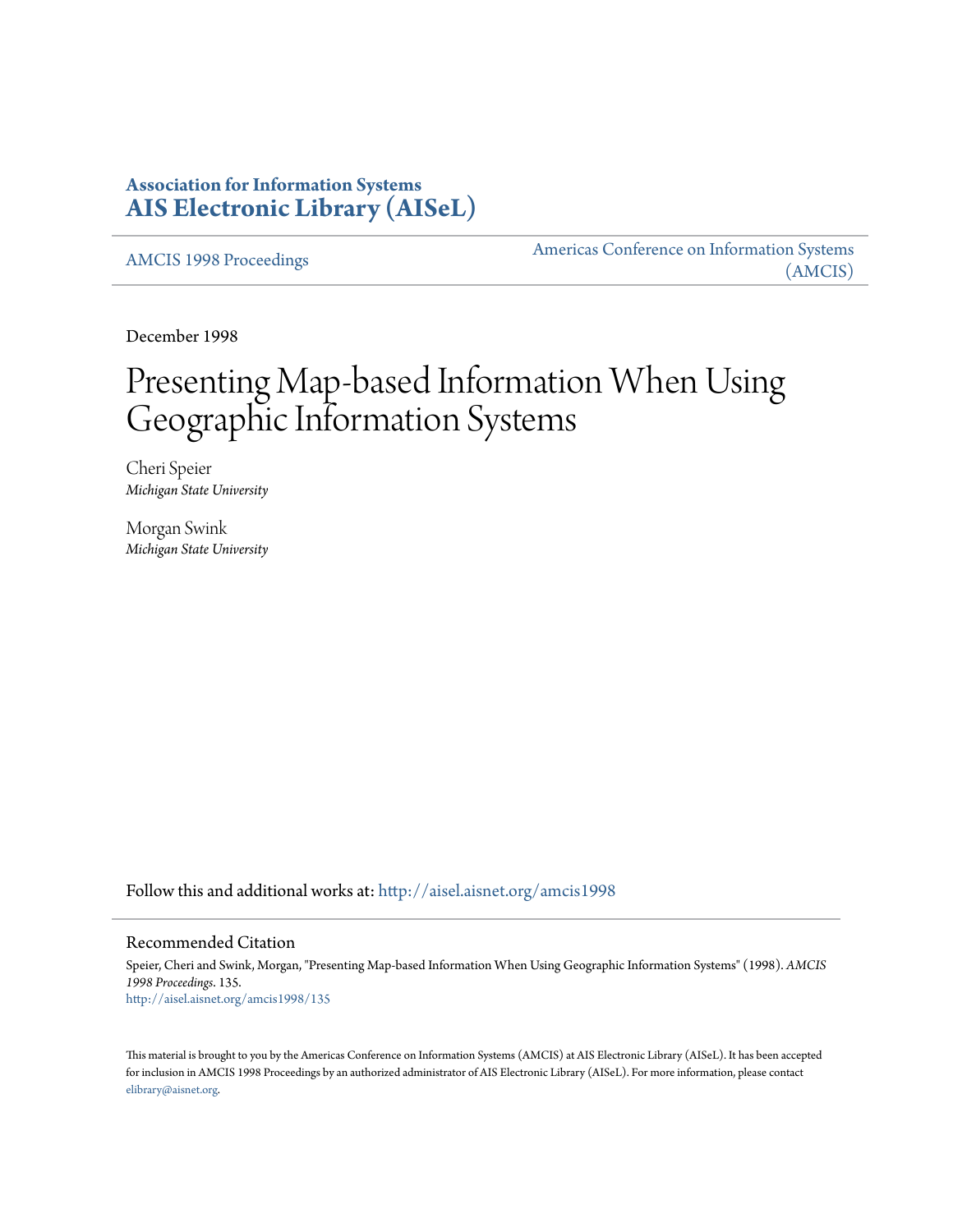**Association for Information Systems**
**AIS Electronic Library (AISeL)**

AMCIS 1998 Proceedings | Americas Conference on Information Systems (AMCIS)

December 1998

# Presenting Map-based Information When Using Geographic Information Systems

Cheri Speier
*Michigan State University*

Morgan Swink
*Michigan State University*

Follow this and additional works at: http://aisel.aisnet.org/amcis1998

## Recommended Citation

Speier, Cheri and Swink, Morgan, "Presenting Map-based Information When Using Geographic Information Systems" (1998). *AMCIS 1998 Proceedings*. 135.
http://aisel.aisnet.org/amcis1998/135

This material is brought to you by the Americas Conference on Information Systems (AMCIS) at AIS Electronic Library (AISeL). It has been accepted for inclusion in AMCIS 1998 Proceedings by an authorized administrator of AIS Electronic Library (AISeL). For more information, please contact elibrary@aisnet.org.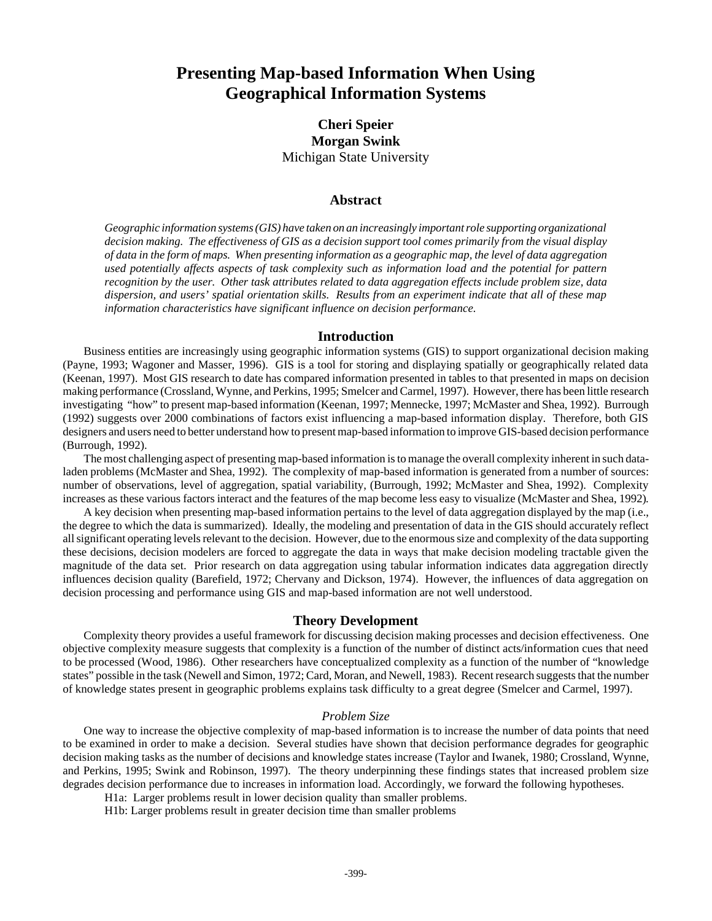# Presenting Map-based Information When Using Geographical Information Systems

**Cheri Speier**
**Morgan Swink**
Michigan State University

## Abstract

*Geographic information systems (GIS) have taken on an increasingly important role supporting organizational decision making. The effectiveness of GIS as a decision support tool comes primarily from the visual display of data in the form of maps. When presenting information as a geographic map, the level of data aggregation used potentially affects aspects of task complexity such as information load and the potential for pattern recognition by the user. Other task attributes related to data aggregation effects include problem size, data dispersion, and users' spatial orientation skills. Results from an experiment indicate that all of these map information characteristics have significant influence on decision performance.*

## Introduction

Business entities are increasingly using geographic information systems (GIS) to support organizational decision making (Payne, 1993; Wagoner and Masser, 1996). GIS is a tool for storing and displaying spatially or geographically related data (Keenan, 1997). Most GIS research to date has compared information presented in tables to that presented in maps on decision making performance (Crossland, Wynne, and Perkins, 1995; Smelcer and Carmel, 1997). However, there has been little research investigating "how" to present map-based information (Keenan, 1997; Mennecke, 1997; McMaster and Shea, 1992). Burrough (1992) suggests over 2000 combinations of factors exist influencing a map-based information display. Therefore, both GIS designers and users need to better understand how to present map-based information to improve GIS-based decision performance (Burrough, 1992).

The most challenging aspect of presenting map-based information is to manage the overall complexity inherent in such data-laden problems (McMaster and Shea, 1992). The complexity of map-based information is generated from a number of sources: number of observations, level of aggregation, spatial variability, (Burrough, 1992; McMaster and Shea, 1992). Complexity increases as these various factors interact and the features of the map become less easy to visualize (McMaster and Shea, 1992).

A key decision when presenting map-based information pertains to the level of data aggregation displayed by the map (i.e., the degree to which the data is summarized). Ideally, the modeling and presentation of data in the GIS should accurately reflect all significant operating levels relevant to the decision. However, due to the enormous size and complexity of the data supporting these decisions, decision modelers are forced to aggregate the data in ways that make decision modeling tractable given the magnitude of the data set. Prior research on data aggregation using tabular information indicates data aggregation directly influences decision quality (Barefield, 1972; Chervany and Dickson, 1974). However, the influences of data aggregation on decision processing and performance using GIS and map-based information are not well understood.

## Theory Development

Complexity theory provides a useful framework for discussing decision making processes and decision effectiveness. One objective complexity measure suggests that complexity is a function of the number of distinct acts/information cues that need to be processed (Wood, 1986). Other researchers have conceptualized complexity as a function of the number of "knowledge states" possible in the task (Newell and Simon, 1972; Card, Moran, and Newell, 1983). Recent research suggests that the number of knowledge states present in geographic problems explains task difficulty to a great degree (Smelcer and Carmel, 1997).

### *Problem Size*

One way to increase the objective complexity of map-based information is to increase the number of data points that need to be examined in order to make a decision. Several studies have shown that decision performance degrades for geographic decision making tasks as the number of decisions and knowledge states increase (Taylor and Iwanek, 1980; Crossland, Wynne, and Perkins, 1995; Swink and Robinson, 1997). The theory underpinning these findings states that increased problem size degrades decision performance due to increases in information load. Accordingly, we forward the following hypotheses.

H1a: Larger problems result in lower decision quality than smaller problems.

H1b: Larger problems result in greater decision time than smaller problems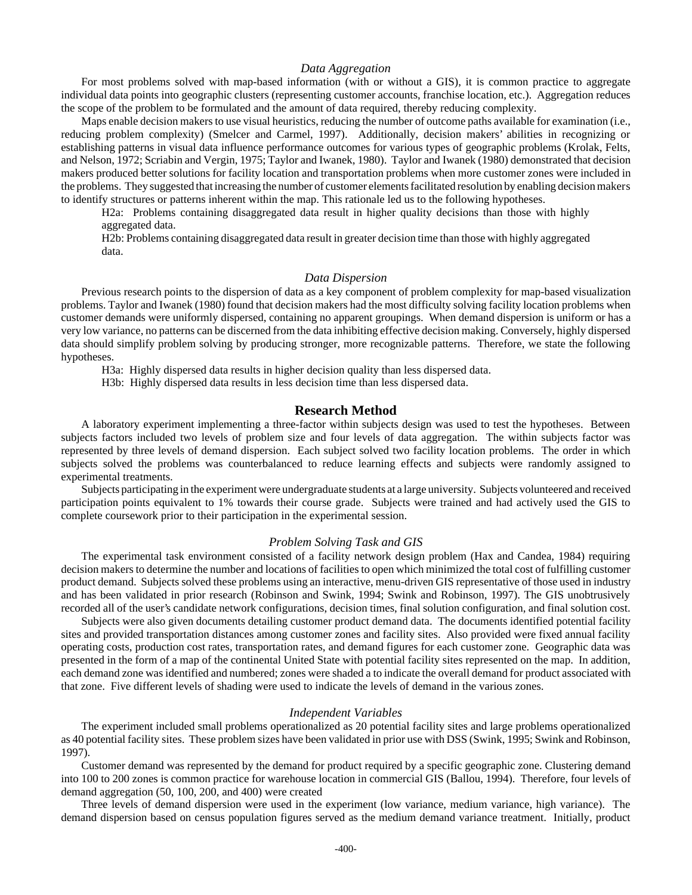### *Data Aggregation*

For most problems solved with map-based information (with or without a GIS), it is common practice to aggregate individual data points into geographic clusters (representing customer accounts, franchise location, etc.). Aggregation reduces the scope of the problem to be formulated and the amount of data required, thereby reducing complexity.

Maps enable decision makers to use visual heuristics, reducing the number of outcome paths available for examination (i.e., reducing problem complexity) (Smelcer and Carmel, 1997). Additionally, decision makers' abilities in recognizing or establishing patterns in visual data influence performance outcomes for various types of geographic problems (Krolak, Felts, and Nelson, 1972; Scriabin and Vergin, 1975; Taylor and Iwanek, 1980). Taylor and Iwanek (1980) demonstrated that decision makers produced better solutions for facility location and transportation problems when more customer zones were included in the problems. They suggested that increasing the number of customer elements facilitated resolution by enabling decision makers to identify structures or patterns inherent within the map. This rationale led us to the following hypotheses.

H2a: Problems containing disaggregated data result in higher quality decisions than those with highly aggregated data.

H2b: Problems containing disaggregated data result in greater decision time than those with highly aggregated data.

### *Data Dispersion*

Previous research points to the dispersion of data as a key component of problem complexity for map-based visualization problems. Taylor and Iwanek (1980) found that decision makers had the most difficulty solving facility location problems when customer demands were uniformly dispersed, containing no apparent groupings. When demand dispersion is uniform or has a very low variance, no patterns can be discerned from the data inhibiting effective decision making. Conversely, highly dispersed data should simplify problem solving by producing stronger, more recognizable patterns. Therefore, we state the following hypotheses.

H3a: Highly dispersed data results in higher decision quality than less dispersed data.

H3b: Highly dispersed data results in less decision time than less dispersed data.

## Research Method

A laboratory experiment implementing a three-factor within subjects design was used to test the hypotheses. Between subjects factors included two levels of problem size and four levels of data aggregation. The within subjects factor was represented by three levels of demand dispersion. Each subject solved two facility location problems. The order in which subjects solved the problems was counterbalanced to reduce learning effects and subjects were randomly assigned to experimental treatments.

Subjects participating in the experiment were undergraduate students at a large university. Subjects volunteered and received participation points equivalent to 1% towards their course grade. Subjects were trained and had actively used the GIS to complete coursework prior to their participation in the experimental session.

### *Problem Solving Task and GIS*

The experimental task environment consisted of a facility network design problem (Hax and Candea, 1984) requiring decision makers to determine the number and locations of facilities to open which minimized the total cost of fulfilling customer product demand. Subjects solved these problems using an interactive, menu-driven GIS representative of those used in industry and has been validated in prior research (Robinson and Swink, 1994; Swink and Robinson, 1997). The GIS unobtrusively recorded all of the user's candidate network configurations, decision times, final solution configuration, and final solution cost.

Subjects were also given documents detailing customer product demand data. The documents identified potential facility sites and provided transportation distances among customer zones and facility sites. Also provided were fixed annual facility operating costs, production cost rates, transportation rates, and demand figures for each customer zone. Geographic data was presented in the form of a map of the continental United State with potential facility sites represented on the map. In addition, each demand zone was identified and numbered; zones were shaded a to indicate the overall demand for product associated with that zone. Five different levels of shading were used to indicate the levels of demand in the various zones.

### *Independent Variables*

The experiment included small problems operationalized as 20 potential facility sites and large problems operationalized as 40 potential facility sites. These problem sizes have been validated in prior use with DSS (Swink, 1995; Swink and Robinson, 1997).

Customer demand was represented by the demand for product required by a specific geographic zone. Clustering demand into 100 to 200 zones is common practice for warehouse location in commercial GIS (Ballou, 1994). Therefore, four levels of demand aggregation (50, 100, 200, and 400) were created

Three levels of demand dispersion were used in the experiment (low variance, medium variance, high variance). The demand dispersion based on census population figures served as the medium demand variance treatment. Initially, product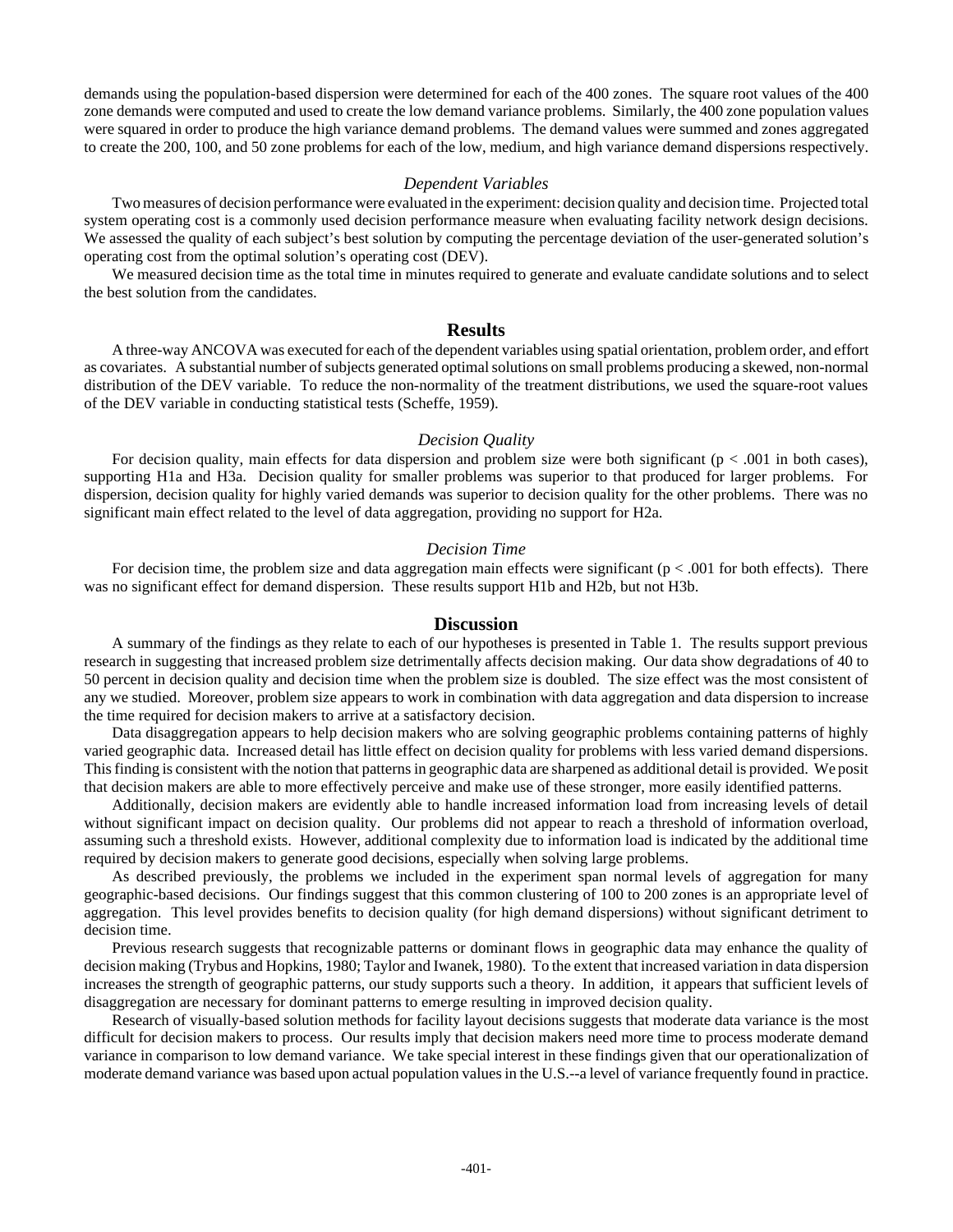demands using the population-based dispersion were determined for each of the 400 zones. The square root values of the 400 zone demands were computed and used to create the low demand variance problems. Similarly, the 400 zone population values were squared in order to produce the high variance demand problems. The demand values were summed and zones aggregated to create the 200, 100, and 50 zone problems for each of the low, medium, and high variance demand dispersions respectively.

### *Dependent Variables*

Two measures of decision performance were evaluated in the experiment: decision quality and decision time. Projected total system operating cost is a commonly used decision performance measure when evaluating facility network design decisions. We assessed the quality of each subject's best solution by computing the percentage deviation of the user-generated solution's operating cost from the optimal solution's operating cost (DEV).

We measured decision time as the total time in minutes required to generate and evaluate candidate solutions and to select the best solution from the candidates.

## Results

A three-way ANCOVA was executed for each of the dependent variables using spatial orientation, problem order, and effort as covariates. A substantial number of subjects generated optimal solutions on small problems producing a skewed, non-normal distribution of the DEV variable. To reduce the non-normality of the treatment distributions, we used the square-root values of the DEV variable in conducting statistical tests (Scheffe, 1959).

### *Decision Quality*

For decision quality, main effects for data dispersion and problem size were both significant ($p < .001$ in both cases), supporting H1a and H3a. Decision quality for smaller problems was superior to that produced for larger problems. For dispersion, decision quality for highly varied demands was superior to decision quality for the other problems. There was no significant main effect related to the level of data aggregation, providing no support for H2a.

### *Decision Time*

For decision time, the problem size and data aggregation main effects were significant ($p < .001$ for both effects). There was no significant effect for demand dispersion. These results support H1b and H2b, but not H3b.

## Discussion

A summary of the findings as they relate to each of our hypotheses is presented in Table 1. The results support previous research in suggesting that increased problem size detrimentally affects decision making. Our data show degradations of 40 to 50 percent in decision quality and decision time when the problem size is doubled. The size effect was the most consistent of any we studied. Moreover, problem size appears to work in combination with data aggregation and data dispersion to increase the time required for decision makers to arrive at a satisfactory decision.

Data disaggregation appears to help decision makers who are solving geographic problems containing patterns of highly varied geographic data. Increased detail has little effect on decision quality for problems with less varied demand dispersions. This finding is consistent with the notion that patterns in geographic data are sharpened as additional detail is provided. We posit that decision makers are able to more effectively perceive and make use of these stronger, more easily identified patterns.

Additionally, decision makers are evidently able to handle increased information load from increasing levels of detail without significant impact on decision quality. Our problems did not appear to reach a threshold of information overload, assuming such a threshold exists. However, additional complexity due to information load is indicated by the additional time required by decision makers to generate good decisions, especially when solving large problems.

As described previously, the problems we included in the experiment span normal levels of aggregation for many geographic-based decisions. Our findings suggest that this common clustering of 100 to 200 zones is an appropriate level of aggregation. This level provides benefits to decision quality (for high demand dispersions) without significant detriment to decision time.

Previous research suggests that recognizable patterns or dominant flows in geographic data may enhance the quality of decision making (Trybus and Hopkins, 1980; Taylor and Iwanek, 1980). To the extent that increased variation in data dispersion increases the strength of geographic patterns, our study supports such a theory. In addition, it appears that sufficient levels of disaggregation are necessary for dominant patterns to emerge resulting in improved decision quality.

Research of visually-based solution methods for facility layout decisions suggests that moderate data variance is the most difficult for decision makers to process. Our results imply that decision makers need more time to process moderate demand variance in comparison to low demand variance. We take special interest in these findings given that our operationalization of moderate demand variance was based upon actual population values in the U.S.--a level of variance frequently found in practice.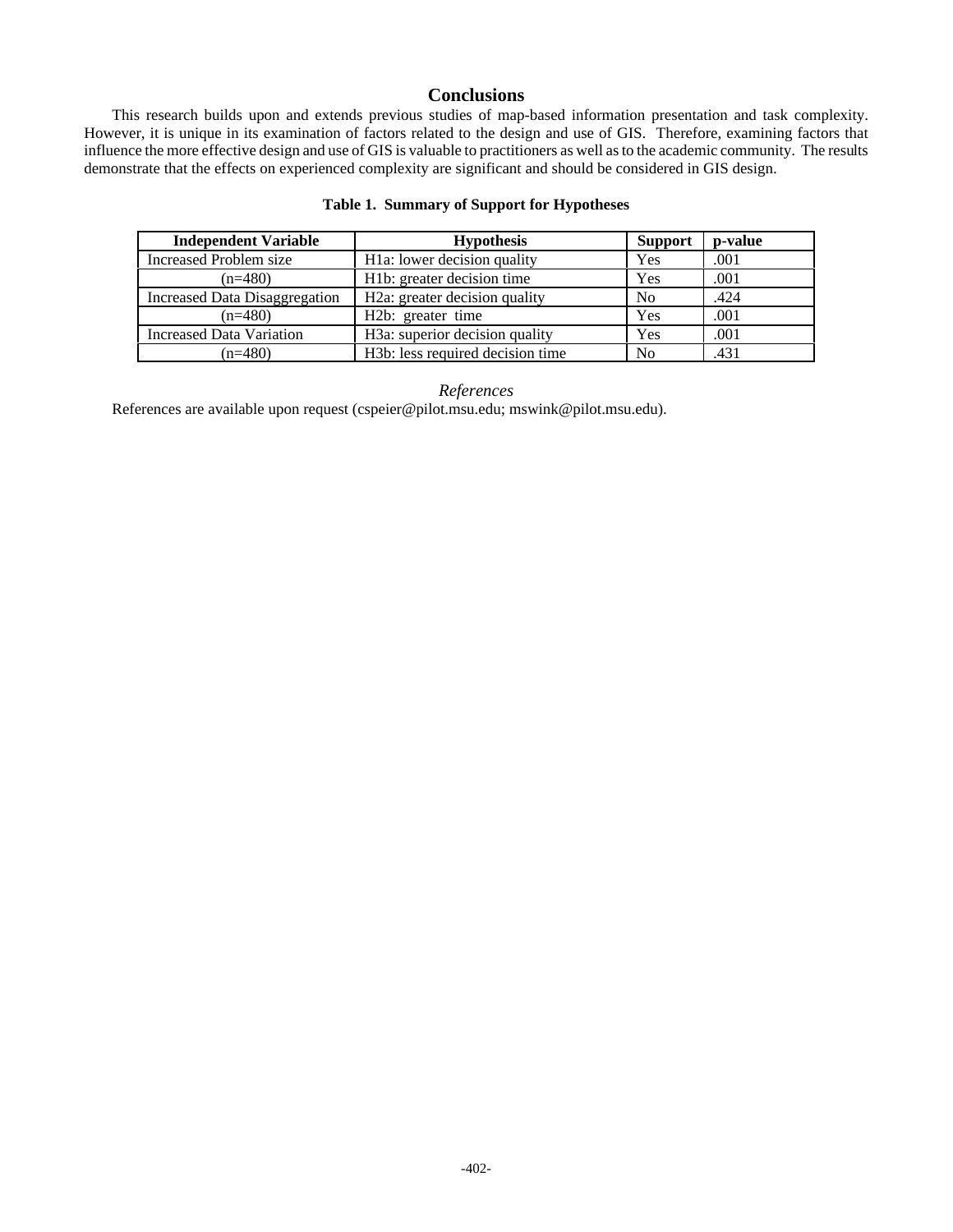## Conclusions

This research builds upon and extends previous studies of map-based information presentation and task complexity. However, it is unique in its examination of factors related to the design and use of GIS. Therefore, examining factors that influence the more effective design and use of GIS is valuable to practitioners as well as to the academic community. The results demonstrate that the effects on experienced complexity are significant and should be considered in GIS design.

**Table 1. Summary of Support for Hypotheses**

| Independent Variable | Hypothesis | Support | p-value |
| --- | --- | --- | --- |
| Increased Problem size | H1a: lower decision quality | Yes | .001 |
| (n=480) | H1b: greater decision time | Yes | .001 |
| Increased Data Disaggregation | H2a: greater decision quality | No | .424 |
| (n=480) | H2b: greater time | Yes | .001 |
| Increased Data Variation | H3a: superior decision quality | Yes | .001 |
| (n=480) | H3b: less required decision time | No | .431 |

### *References*

References are available upon request (cspeier@pilot.msu.edu; mswink@pilot.msu.edu).